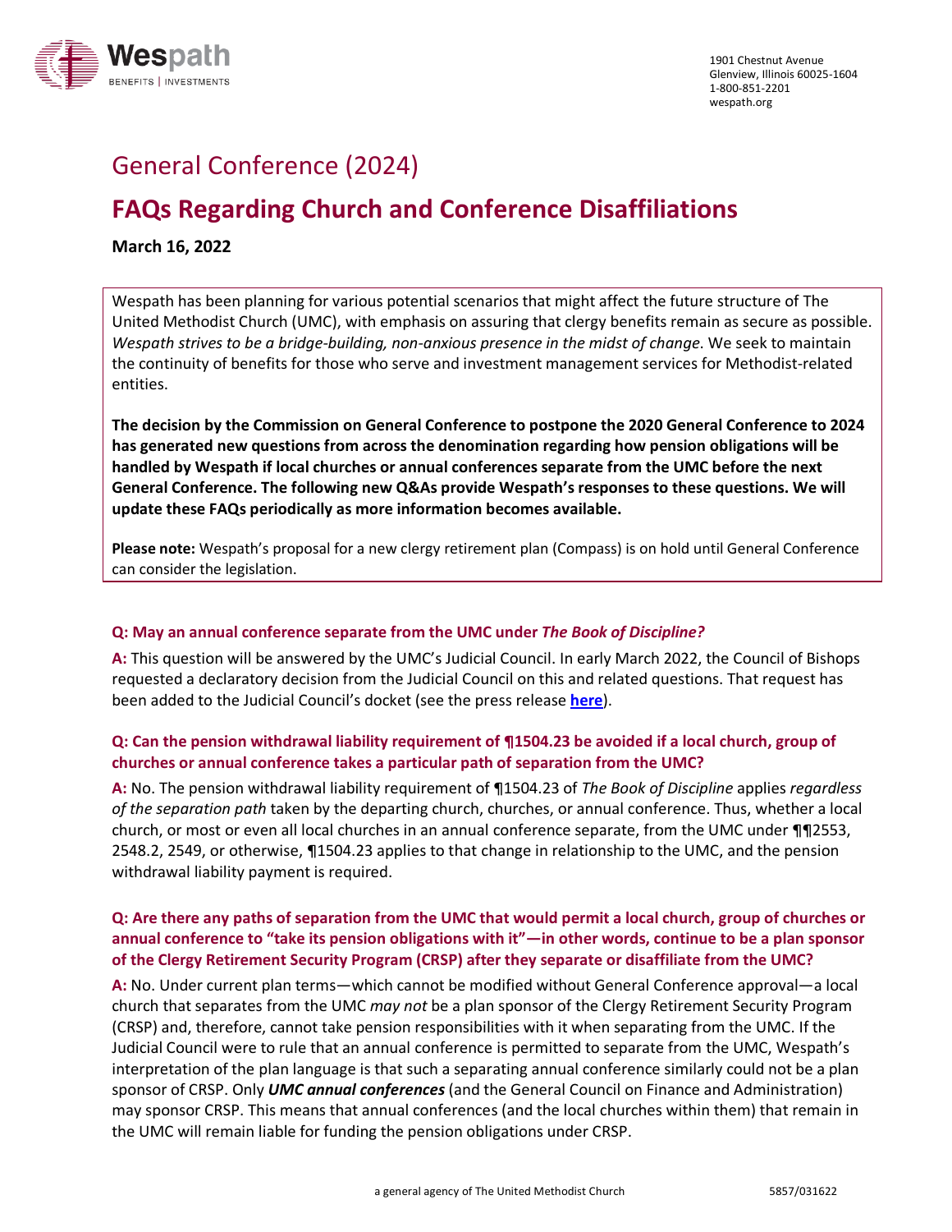# General Conference (2024)

## FAQs Regarding Church and Conference Disaffiliations

**March 16, 2022**

Wespath has been planning for various potential scenarios that might affect the future structure of The United Methodist Church (UMC), with emphasis on assuring that clergy benefits remain as secure as possible. *Wespath strives to be a bridge-building, non-anxious presence in the midst of change.* We seek to maintain the continuity of benefits for those who serve and investment management services for Methodist-related entities.

**The decision by the Commission on General Conference to postpone the 2020 General Conference to 2024 has generated new questions from across the denomination regarding how pension obligations will be handled by Wespath if local churches or annual conferences separate from the UMC before the next General Conference. The following new Q&As provide Wespath's responses to these questions. We will update these FAQs periodically as more information becomes available.**

**Please note:** Wespath's proposal for a new clergy retirement plan (Compass) is on hold until General Conference can consider the legislation.

### Q: May an annual conference separate from the UMC under *The Book of Discipline?*

**A:** This question will be answered by the UMC's Judicial Council. In early March 2022, the Council of Bishops requested a declaratory decision from the Judicial Council on this and related questions. That request has been added to the Judicial Council's docket (see the press release **here**).

### Q: Can the pension withdrawal liability requirement of ¶1504.23 be avoided if a local church, group of churches or annual conference takes a particular path of separation from the UMC?

**A:** No. The pension withdrawal liability requirement of ¶1504.23 of *The Book of Discipline* applies *regardless of the separation path* taken by the departing church, churches, or annual conference. Thus, whether a local church, or most or even all local churches in an annual conference separate, from the UMC under ¶¶2553, 2548.2, 2549, or otherwise, ¶1504.23 applies to that change in relationship to the UMC, and the pension withdrawal liability payment is required.

### Q: Are there any paths of separation from the UMC that would permit a local church, group of churches or annual conference to "take its pension obligations with it"—in other words, continue to be a plan sponsor of the Clergy Retirement Security Program (CRSP) after they separate or disaffiliate from the UMC?

**A:** No. Under current plan terms—which cannot be modified without General Conference approval—a local church that separates from the UMC *may not* be a plan sponsor of the Clergy Retirement Security Program (CRSP) and, therefore, cannot take pension responsibilities with it when separating from the UMC. If the Judicial Council were to rule that an annual conference is permitted to separate from the UMC, Wespath's interpretation of the plan language is that such a separating annual conference similarly could not be a plan sponsor of CRSP. Only ***UMC annual conferences*** (and the General Council on Finance and Administration) may sponsor CRSP. This means that annual conferences (and the local churches within them) that remain in the UMC will remain liable for funding the pension obligations under CRSP.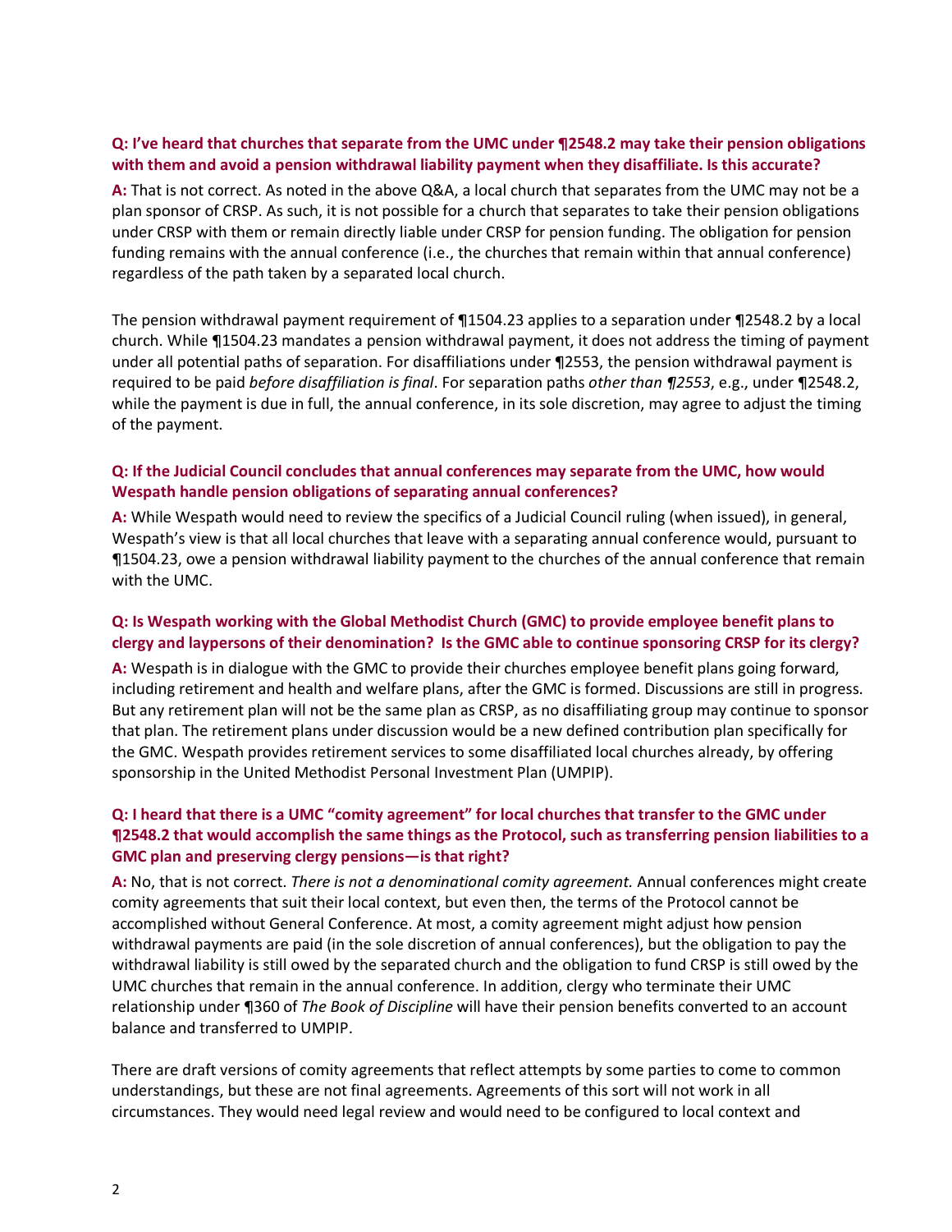**Q: I've heard that churches that separate from the UMC under ¶2548.2 may take their pension obligations with them and avoid a pension withdrawal liability payment when they disaffiliate. Is this accurate?**

**A:** That is not correct. As noted in the above Q&A, a local church that separates from the UMC may not be a plan sponsor of CRSP. As such, it is not possible for a church that separates to take their pension obligations under CRSP with them or remain directly liable under CRSP for pension funding. The obligation for pension funding remains with the annual conference (i.e., the churches that remain within that annual conference) regardless of the path taken by a separated local church.

The pension withdrawal payment requirement of ¶1504.23 applies to a separation under ¶2548.2 by a local church. While ¶1504.23 mandates a pension withdrawal payment, it does not address the timing of payment under all potential paths of separation. For disaffiliations under ¶2553, the pension withdrawal payment is required to be paid *before disaffiliation is final*. For separation paths *other than ¶2553*, e.g., under ¶2548.2, while the payment is due in full, the annual conference, in its sole discretion, may agree to adjust the timing of the payment.

**Q: If the Judicial Council concludes that annual conferences may separate from the UMC, how would Wespath handle pension obligations of separating annual conferences?**

**A:** While Wespath would need to review the specifics of a Judicial Council ruling (when issued), in general, Wespath's view is that all local churches that leave with a separating annual conference would, pursuant to ¶1504.23, owe a pension withdrawal liability payment to the churches of the annual conference that remain with the UMC.

**Q: Is Wespath working with the Global Methodist Church (GMC) to provide employee benefit plans to clergy and laypersons of their denomination? Is the GMC able to continue sponsoring CRSP for its clergy?**

**A:** Wespath is in dialogue with the GMC to provide their churches employee benefit plans going forward, including retirement and health and welfare plans, after the GMC is formed. Discussions are still in progress. But any retirement plan will not be the same plan as CRSP, as no disaffiliating group may continue to sponsor that plan. The retirement plans under discussion would be a new defined contribution plan specifically for the GMC. Wespath provides retirement services to some disaffiliated local churches already, by offering sponsorship in the United Methodist Personal Investment Plan (UMPIP).

**Q: I heard that there is a UMC "comity agreement" for local churches that transfer to the GMC under ¶2548.2 that would accomplish the same things as the Protocol, such as transferring pension liabilities to a GMC plan and preserving clergy pensions—is that right?**

**A:** No, that is not correct. *There is not a denominational comity agreement.* Annual conferences might create comity agreements that suit their local context, but even then, the terms of the Protocol cannot be accomplished without General Conference. At most, a comity agreement might adjust how pension withdrawal payments are paid (in the sole discretion of annual conferences), but the obligation to pay the withdrawal liability is still owed by the separated church and the obligation to fund CRSP is still owed by the UMC churches that remain in the annual conference. In addition, clergy who terminate their UMC relationship under ¶360 of *The Book of Discipline* will have their pension benefits converted to an account balance and transferred to UMPIP.

There are draft versions of comity agreements that reflect attempts by some parties to come to common understandings, but these are not final agreements. Agreements of this sort will not work in all circumstances. They would need legal review and would need to be configured to local context and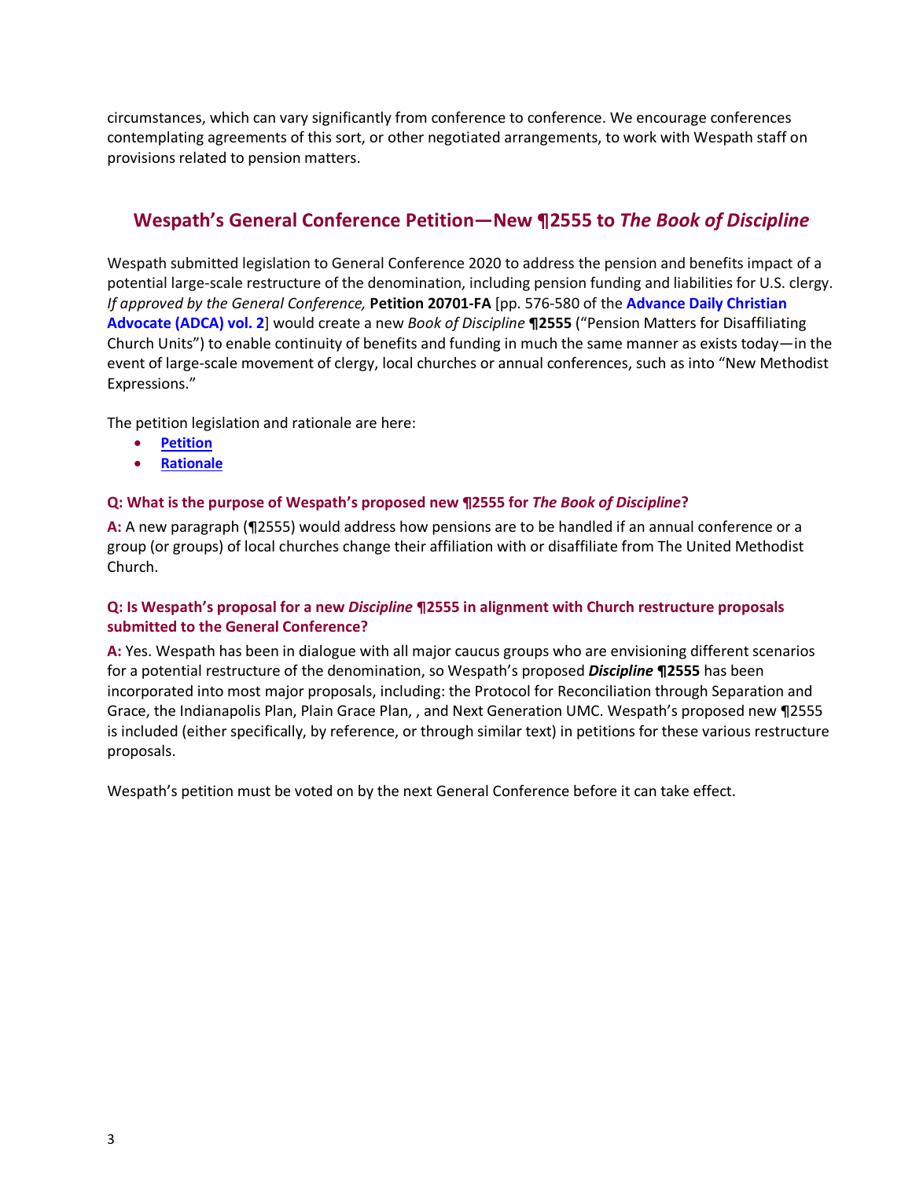circumstances, which can vary significantly from conference to conference. We encourage conferences contemplating agreements of this sort, or other negotiated arrangements, to work with Wespath staff on provisions related to pension matters.

## Wespath's General Conference Petition—New ¶2555 to *The Book of Discipline*

Wespath submitted legislation to General Conference 2020 to address the pension and benefits impact of a potential large-scale restructure of the denomination, including pension funding and liabilities for U.S. clergy. *If approved by the General Conference,* **Petition 20701-FA** [pp. 576-580 of the **Advance Daily Christian Advocate (ADCA) vol. 2**] would create a new *Book of Discipline* **¶2555** ("Pension Matters for Disaffiliating Church Units") to enable continuity of benefits and funding in much the same manner as exists today—in the event of large-scale movement of clergy, local churches or annual conferences, such as into "New Methodist Expressions."

The petition legislation and rationale are here:

- **Petition**
- **Rationale**

### Q: What is the purpose of Wespath's proposed new ¶2555 for *The Book of Discipline*?

**A:** A new paragraph (¶2555) would address how pensions are to be handled if an annual conference or a group (or groups) of local churches change their affiliation with or disaffiliate from The United Methodist Church.

### Q: Is Wespath's proposal for a new *Discipline* ¶2555 in alignment with Church restructure proposals submitted to the General Conference?

**A:** Yes. Wespath has been in dialogue with all major caucus groups who are envisioning different scenarios for a potential restructure of the denomination, so Wespath's proposed ***Discipline*** **¶2555** has been incorporated into most major proposals, including: the Protocol for Reconciliation through Separation and Grace, the Indianapolis Plan, Plain Grace Plan, , and Next Generation UMC. Wespath's proposed new ¶2555 is included (either specifically, by reference, or through similar text) in petitions for these various restructure proposals.

Wespath's petition must be voted on by the next General Conference before it can take effect.